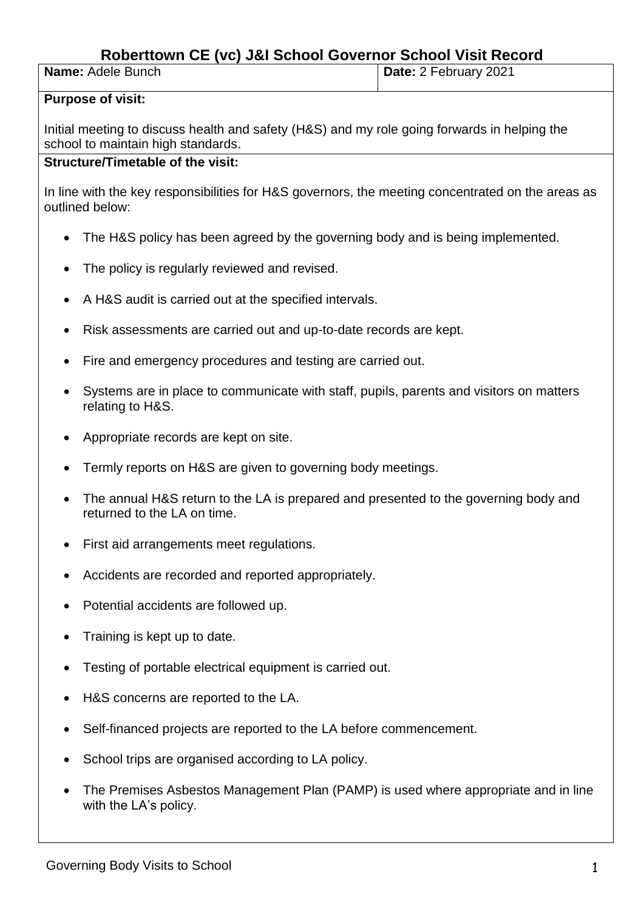# Roberttown CE (vc) J&I School Governor School Visit Record

| **Name:** Adele Bunch | **Date:** 2 February 2021 |
|---|---|

**Purpose of visit:**

Initial meeting to discuss health and safety (H&S) and my role going forwards in helping the school to maintain high standards.

**Structure/Timetable of the visit:**

In line with the key responsibilities for H&S governors, the meeting concentrated on the areas as outlined below:

- The H&S policy has been agreed by the governing body and is being implemented.
- The policy is regularly reviewed and revised.
- A H&S audit is carried out at the specified intervals.
- Risk assessments are carried out and up-to-date records are kept.
- Fire and emergency procedures and testing are carried out.
- Systems are in place to communicate with staff, pupils, parents and visitors on matters relating to H&S.
- Appropriate records are kept on site.
- Termly reports on H&S are given to governing body meetings.
- The annual H&S return to the LA is prepared and presented to the governing body and returned to the LA on time.
- First aid arrangements meet regulations.
- Accidents are recorded and reported appropriately.
- Potential accidents are followed up.
- Training is kept up to date.
- Testing of portable electrical equipment is carried out.
- H&S concerns are reported to the LA.
- Self-financed projects are reported to the LA before commencement.
- School trips are organised according to LA policy.
- The Premises Asbestos Management Plan (PAMP) is used where appropriate and in line with the LA's policy.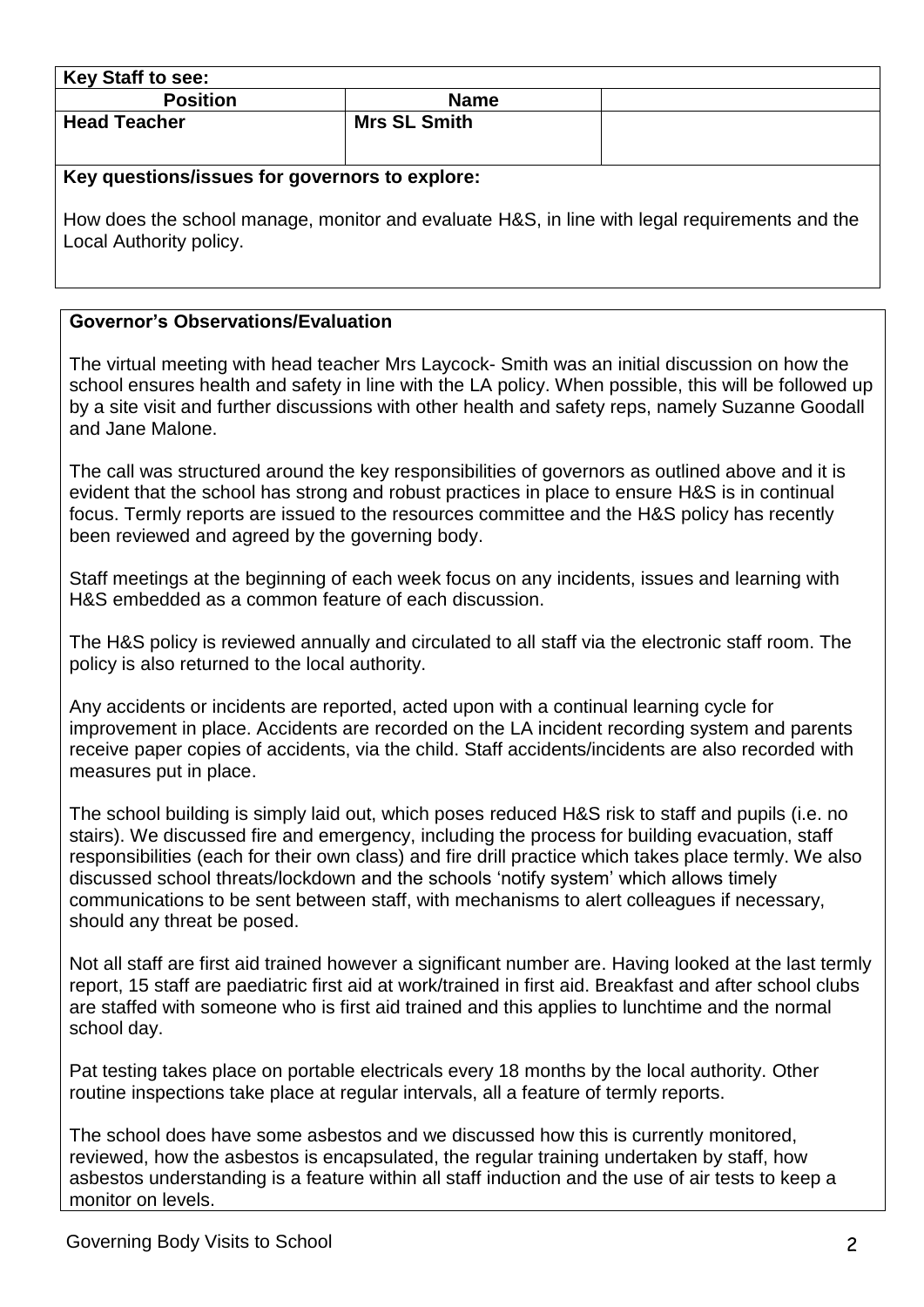| **Key Staff to see:** | | |
|---|---|---|
| **Position** | **Name** | |
| **Head Teacher** | **Mrs SL Smith** | |

**Key questions/issues for governors to explore:**

How does the school manage, monitor and evaluate H&S, in line with legal requirements and the Local Authority policy.

**Governor's Observations/Evaluation**

The virtual meeting with head teacher Mrs Laycock- Smith was an initial discussion on how the school ensures health and safety in line with the LA policy. When possible, this will be followed up by a site visit and further discussions with other health and safety reps, namely Suzanne Goodall and Jane Malone.

The call was structured around the key responsibilities of governors as outlined above and it is evident that the school has strong and robust practices in place to ensure H&S is in continual focus. Termly reports are issued to the resources committee and the H&S policy has recently been reviewed and agreed by the governing body.

Staff meetings at the beginning of each week focus on any incidents, issues and learning with H&S embedded as a common feature of each discussion.

The H&S policy is reviewed annually and circulated to all staff via the electronic staff room. The policy is also returned to the local authority.

Any accidents or incidents are reported, acted upon with a continual learning cycle for improvement in place. Accidents are recorded on the LA incident recording system and parents receive paper copies of accidents, via the child. Staff accidents/incidents are also recorded with measures put in place.

The school building is simply laid out, which poses reduced H&S risk to staff and pupils (i.e. no stairs). We discussed fire and emergency, including the process for building evacuation, staff responsibilities (each for their own class) and fire drill practice which takes place termly. We also discussed school threats/lockdown and the schools 'notify system' which allows timely communications to be sent between staff, with mechanisms to alert colleagues if necessary, should any threat be posed.

Not all staff are first aid trained however a significant number are. Having looked at the last termly report, 15 staff are paediatric first aid at work/trained in first aid. Breakfast and after school clubs are staffed with someone who is first aid trained and this applies to lunchtime and the normal school day.

Pat testing takes place on portable electricals every 18 months by the local authority. Other routine inspections take place at regular intervals, all a feature of termly reports.

The school does have some asbestos and we discussed how this is currently monitored, reviewed, how the asbestos is encapsulated, the regular training undertaken by staff, how asbestos understanding is a feature within all staff induction and the use of air tests to keep a monitor on levels.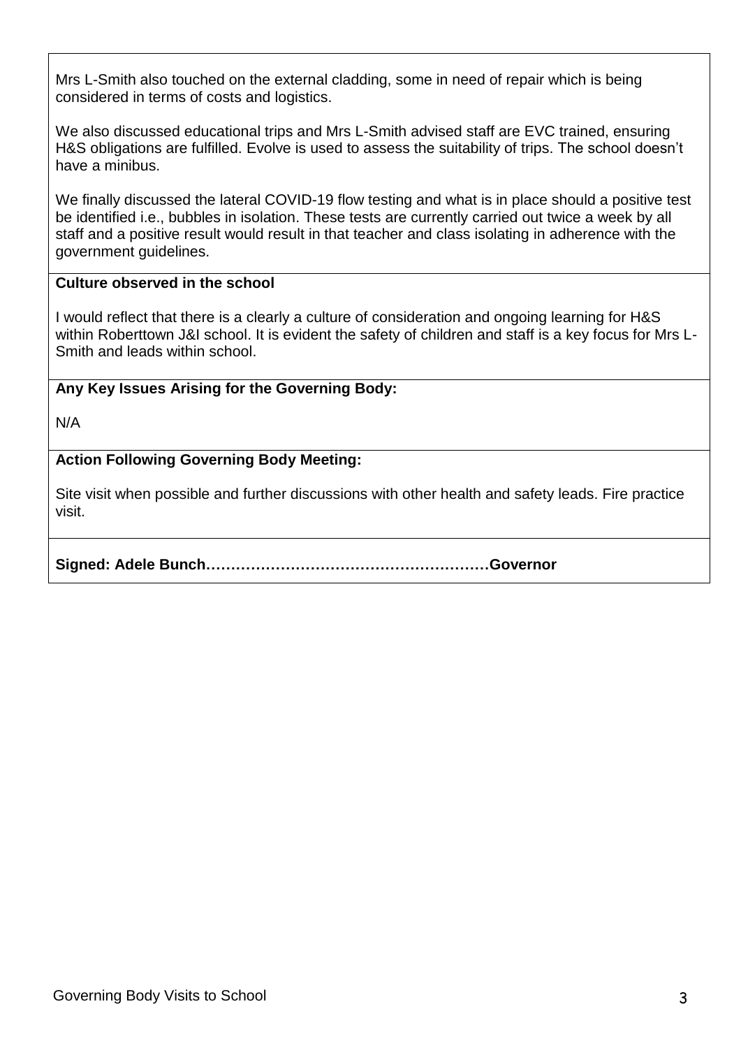Mrs L-Smith also touched on the external cladding, some in need of repair which is being considered in terms of costs and logistics.

We also discussed educational trips and Mrs L-Smith advised staff are EVC trained, ensuring H&S obligations are fulfilled. Evolve is used to assess the suitability of trips. The school doesn't have a minibus.

We finally discussed the lateral COVID-19 flow testing and what is in place should a positive test be identified i.e., bubbles in isolation. These tests are currently carried out twice a week by all staff and a positive result would result in that teacher and class isolating in adherence with the government guidelines.

**Culture observed in the school**

I would reflect that there is a clearly a culture of consideration and ongoing learning for H&S within Roberttown J&I school. It is evident the safety of children and staff is a key focus for Mrs L-Smith and leads within school.

**Any Key Issues Arising for the Governing Body:**

N/A

**Action Following Governing Body Meeting:**

Site visit when possible and further discussions with other health and safety leads. Fire practice visit.

**Signed: Adele Bunch………………………………………………Governor**